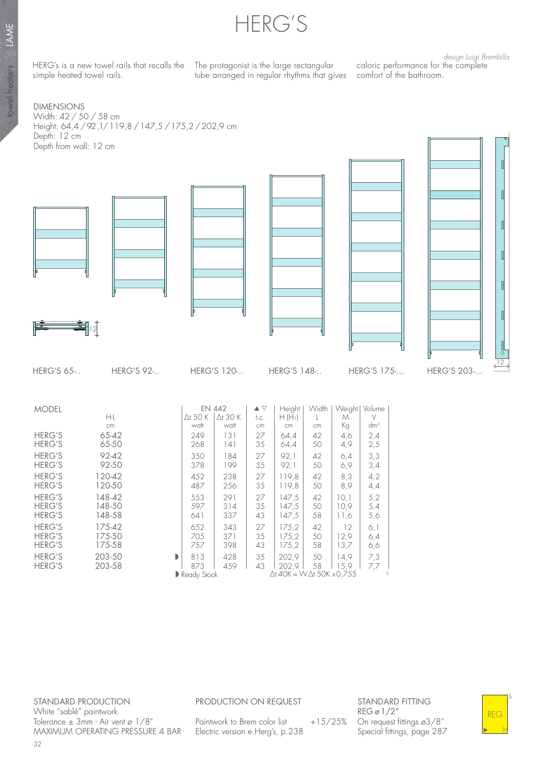# HERG'S

*design Luigi Brembilla*

HERG's is a new towel rails that recalls the simple heated towel rails. The protagonist is the large rectangular tube arranged in regular rhythms that gives caloric performance for the complete comfort of the bathroom.

DIMENSIONS
Width: 42 / 50 / 58 cm
Height: 64,4 / 92,1 / 119,8 / 147,5 / 175,2 / 202,9 cm
Depth: 12 cm
Depth from wall: 12 cm

HERG'S 65-.. HERG'S 92-.. HERG'S 120-.. HERG'S 148-.. HERG'S 175-... HERG'S 203-...

| MODEL | H-L | | EN 442 Δt 50 K | Δt 30 K | ▲▽ t.c. | Height H (H1) | Width L | Weight M | Volume V |
|---|---|---|---|---|---|---|---|---|---|
| | cm | | watt | watt | cm | cm | cm | Kg | dm³ |
| HERG'S | 65-42 | | 249 | 131 | 27 | 64,4 | 42 | 4,6 | 2,4 |
| HERG'S | 65-50 | | 268 | 141 | 35 | 64,4 | 50 | 4,9 | 2,5 |
| HERG'S | 92-42 | | 350 | 184 | 27 | 92,1 | 42 | 6,4 | 3,3 |
| HERG'S | 92-50 | | 378 | 199 | 35 | 92,1 | 50 | 6,9 | 3,4 |
| HERG'S | 120-42 | | 452 | 238 | 27 | 119,8 | 42 | 8,3 | 4,2 |
| HERG'S | 120-50 | | 487 | 256 | 35 | 119,8 | 50 | 8,9 | 4,4 |
| HERG'S | 148-42 | | 553 | 291 | 27 | 147,5 | 42 | 10,1 | 5,2 |
| HERG'S | 148-50 | | 597 | 314 | 35 | 147,5 | 50 | 10,9 | 5,4 |
| HERG'S | 148-58 | | 641 | 337 | 43 | 147,5 | 58 | 11,6 | 5,6 |
| HERG'S | 175-42 | | 652 | 343 | 27 | 175,2 | 42 | 12 | 6,1 |
| HERG'S | 175-50 | | 705 | 371 | 35 | 175,2 | 50 | 12,9 | 6,4 |
| HERG'S | 175-58 | | 757 | 398 | 43 | 175,2 | 58 | 13,7 | 6,6 |
| HERG'S | 203-50 | ◗ | 813 | 428 | 35 | 202,9 | 50 | 14,9 | 7,3 |
| HERG'S | 203-58 | | 873 | 459 | 43 | 202,9 | 58 | 15,9 | 7,7 |

◗ Ready Stock

Δt 40K = W Δt 50K x0,755

STANDARD PRODUCTION
White "sablé" paintwork
Tolerance ± 3mm - Air vent ø 1/8"
MAXIMUM OPERATING PRESSURE 4 BAR

PRODUCTION ON REQUEST
Paintwork to Brem color list +15/25%
Electric version e.Herg's, p.238

STANDARD FITTING
REG ø 1/2"
On request fittings ø3/8"
Special fittings, page 287

REG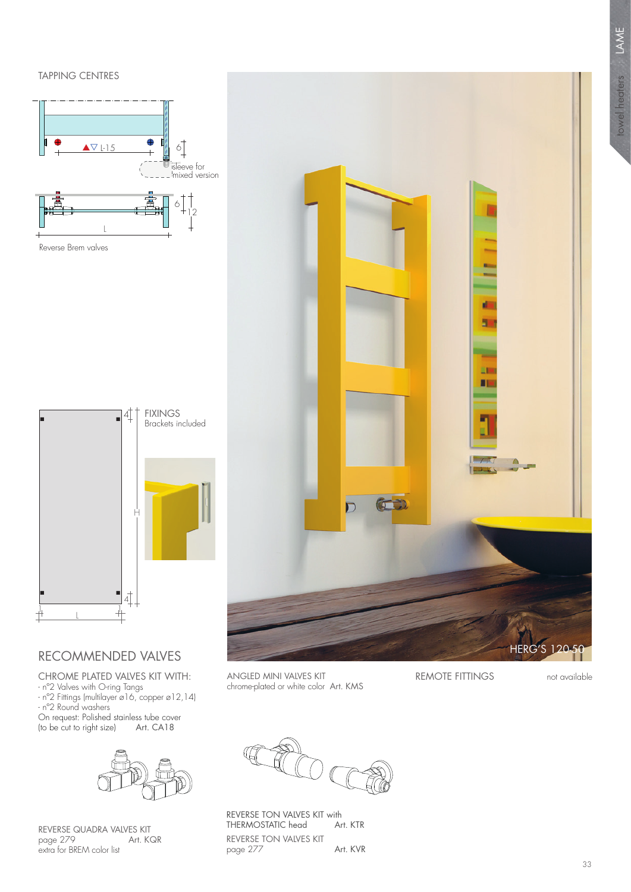## TAPPING CENTRES

L-15

6

sleeve for mixed version

6

12

L

Reverse Brem valves

FIXINGS
Brackets included

4

H

4

L

HERG'S 120-50

## RECOMMENDED VALVES

CHROME PLATED VALVES KIT WITH:
- n°2 Valves with O-ring Tangs
- n°2 Fittings (multilayer ø16, copper ø12,14)
- n°2 Round washers

On request: Polished stainless tube cover
(to be cut to right size) Art. CA18

ANGLED MINI VALVES KIT
chrome-plated or white color Art. KMS

REMOTE FITTINGS not available

REVERSE QUADRA VALVES KIT
page 279 Art. KQR
extra for BREM color list

REVERSE TON VALVES KIT with
THERMOSTATIC head Art. KTR

REVERSE TON VALVES KIT
page 277 Art. KVR